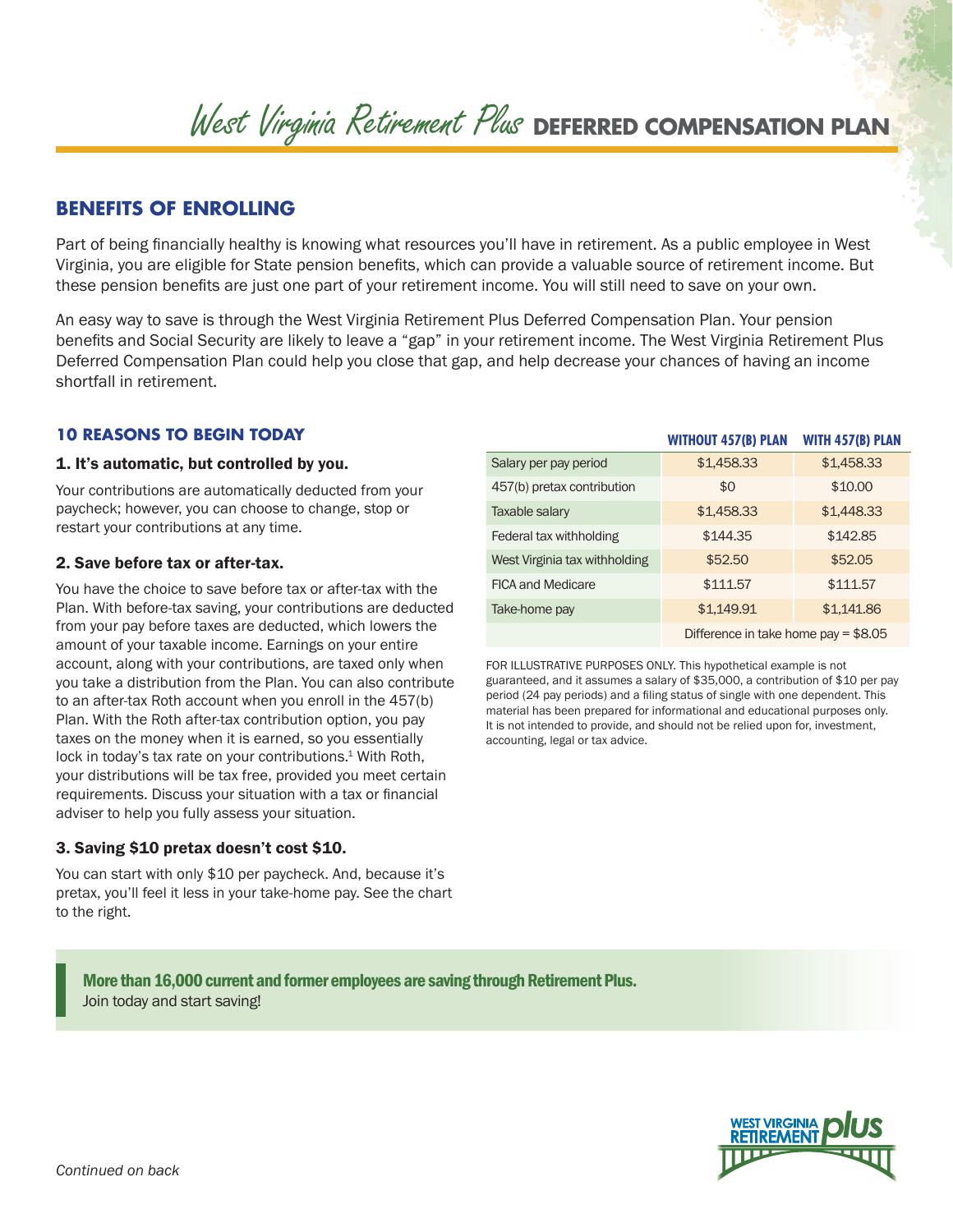# West Virginia Retirement Plus DEFERRED COMPENSATION PLAN

## BENEFITS OF ENROLLING

Part of being financially healthy is knowing what resources you'll have in retirement. As a public employee in West Virginia, you are eligible for State pension benefits, which can provide a valuable source of retirement income. But these pension benefits are just one part of your retirement income. You will still need to save on your own.

An easy way to save is through the West Virginia Retirement Plus Deferred Compensation Plan. Your pension benefits and Social Security are likely to leave a "gap" in your retirement income. The West Virginia Retirement Plus Deferred Compensation Plan could help you close that gap, and help decrease your chances of having an income shortfall in retirement.

### 10 REASONS TO BEGIN TODAY

#### 1. It's automatic, but controlled by you.

Your contributions are automatically deducted from your paycheck; however, you can choose to change, stop or restart your contributions at any time.

#### 2. Save before tax or after-tax.

You have the choice to save before tax or after-tax with the Plan. With before-tax saving, your contributions are deducted from your pay before taxes are deducted, which lowers the amount of your taxable income. Earnings on your entire account, along with your contributions, are taxed only when you take a distribution from the Plan. You can also contribute to an after-tax Roth account when you enroll in the 457(b) Plan. With the Roth after-tax contribution option, you pay taxes on the money when it is earned, so you essentially lock in today's tax rate on your contributions.[1] With Roth, your distributions will be tax free, provided you meet certain requirements. Discuss your situation with a tax or financial adviser to help you fully assess your situation.

#### 3. Saving $10 pretax doesn't cost $10.

You can start with only $10 per paycheck. And, because it's pretax, you'll feel it less in your take-home pay. See the chart to the right.

| | WITHOUT 457(B) PLAN | WITH 457(B) PLAN |
|---|---|---|
| Salary per pay period | $1,458.33 | $1,458.33 |
| 457(b) pretax contribution | $0 | $10.00 |
| Taxable salary | $1,458.33 | $1,448.33 |
| Federal tax withholding | $144.35 | $142.85 |
| West Virginia tax withholding | $52.50 | $52.05 |
| FICA and Medicare | $111.57 | $111.57 |
| Take-home pay | $1,149.91 | $1,141.86 |
| | Difference in take home pay = $8.05 | |

FOR ILLUSTRATIVE PURPOSES ONLY. This hypothetical example is not guaranteed, and it assumes a salary of $35,000, a contribution of $10 per pay period (24 pay periods) and a filing status of single with one dependent. This material has been prepared for informational and educational purposes only. It is not intended to provide, and should not be relied upon for, investment, accounting, legal or tax advice.

**More than 16,000 current and former employees are saving through Retirement Plus.**
Join today and start saving!

*Continued on back*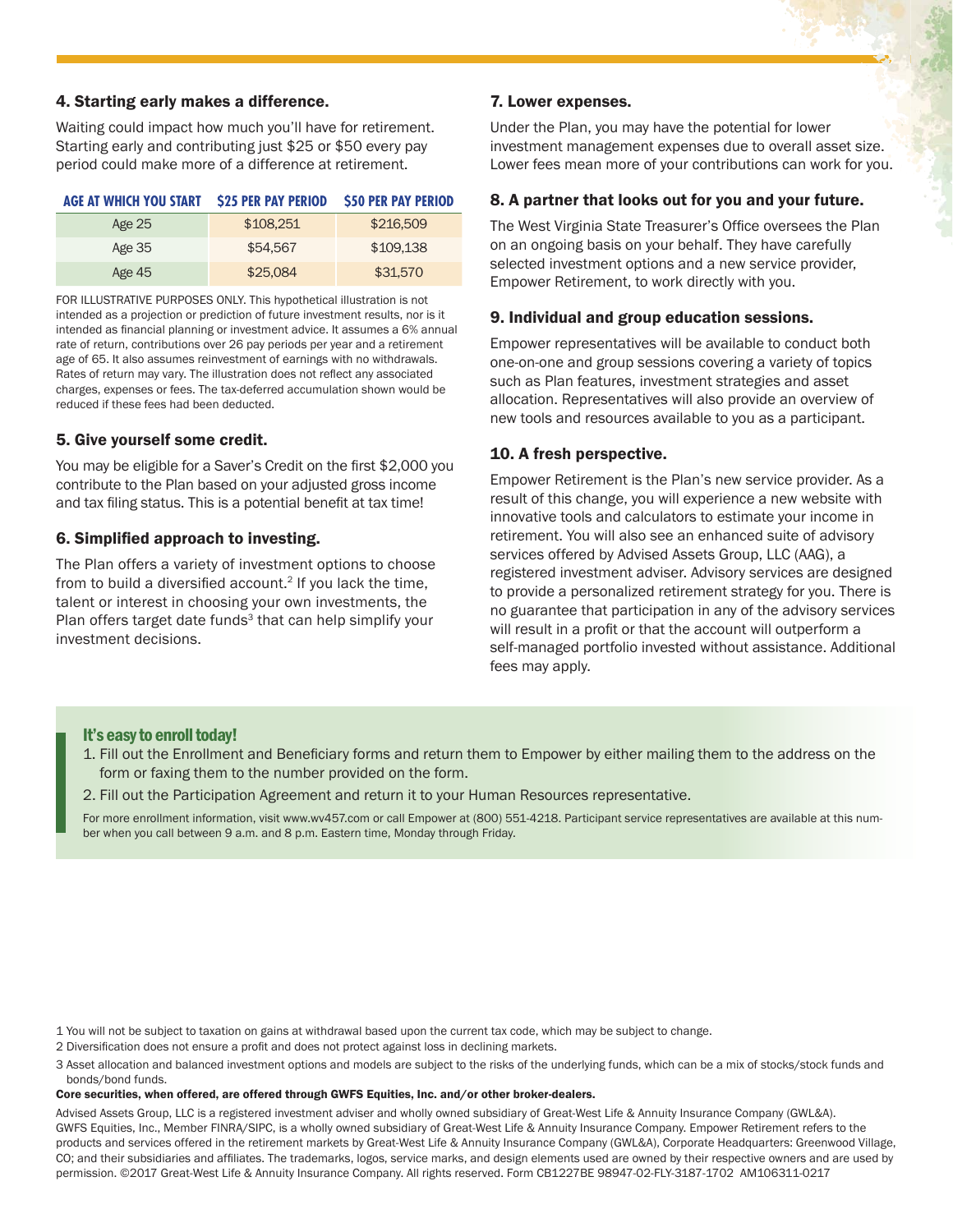### 4. Starting early makes a difference.

Waiting could impact how much you'll have for retirement. Starting early and contributing just $25 or $50 every pay period could make more of a difference at retirement.

| AGE AT WHICH YOU START | $25 PER PAY PERIOD | $50 PER PAY PERIOD |
|---|---|---|
| Age 25 | $108,251 | $216,509 |
| Age 35 | $54,567 | $109,138 |
| Age 45 | $25,084 | $31,570 |

FOR ILLUSTRATIVE PURPOSES ONLY. This hypothetical illustration is not intended as a projection or prediction of future investment results, nor is it intended as financial planning or investment advice. It assumes a 6% annual rate of return, contributions over 26 pay periods per year and a retirement age of 65. It also assumes reinvestment of earnings with no withdrawals. Rates of return may vary. The illustration does not reflect any associated charges, expenses or fees. The tax-deferred accumulation shown would be reduced if these fees had been deducted.

### 5. Give yourself some credit.

You may be eligible for a Saver's Credit on the first $2,000 you contribute to the Plan based on your adjusted gross income and tax filing status. This is a potential benefit at tax time!

### 6. Simplified approach to investing.

The Plan offers a variety of investment options to choose from to build a diversified account.[2] If you lack the time, talent or interest in choosing your own investments, the Plan offers target date funds[3] that can help simplify your investment decisions.

### 7. Lower expenses.

Under the Plan, you may have the potential for lower investment management expenses due to overall asset size. Lower fees mean more of your contributions can work for you.

### 8. A partner that looks out for you and your future.

The West Virginia State Treasurer's Office oversees the Plan on an ongoing basis on your behalf. They have carefully selected investment options and a new service provider, Empower Retirement, to work directly with you.

### 9. Individual and group education sessions.

Empower representatives will be available to conduct both one-on-one and group sessions covering a variety of topics such as Plan features, investment strategies and asset allocation. Representatives will also provide an overview of new tools and resources available to you as a participant.

### 10. A fresh perspective.

Empower Retirement is the Plan's new service provider. As a result of this change, you will experience a new website with innovative tools and calculators to estimate your income in retirement. You will also see an enhanced suite of advisory services offered by Advised Assets Group, LLC (AAG), a registered investment adviser. Advisory services are designed to provide a personalized retirement strategy for you. There is no guarantee that participation in any of the advisory services will result in a profit or that the account will outperform a self-managed portfolio invested without assistance. Additional fees may apply.

### It's easy to enroll today!

1. Fill out the Enrollment and Beneficiary forms and return them to Empower by either mailing them to the address on the form or faxing them to the number provided on the form.
2. Fill out the Participation Agreement and return it to your Human Resources representative.

For more enrollment information, visit www.wv457.com or call Empower at (800) 551-4218. Participant service representatives are available at this number when you call between 9 a.m. and 8 p.m. Eastern time, Monday through Friday.

1 You will not be subject to taxation on gains at withdrawal based upon the current tax code, which may be subject to change.

2 Diversification does not ensure a profit and does not protect against loss in declining markets.

3 Asset allocation and balanced investment options and models are subject to the risks of the underlying funds, which can be a mix of stocks/stock funds and bonds/bond funds.

**Core securities, when offered, are offered through GWFS Equities, Inc. and/or other broker-dealers.**

Advised Assets Group, LLC is a registered investment adviser and wholly owned subsidiary of Great-West Life & Annuity Insurance Company (GWL&A). GWFS Equities, Inc., Member FINRA/SIPC, is a wholly owned subsidiary of Great-West Life & Annuity Insurance Company. Empower Retirement refers to the products and services offered in the retirement markets by Great-West Life & Annuity Insurance Company (GWL&A), Corporate Headquarters: Greenwood Village, CO; and their subsidiaries and affiliates. The trademarks, logos, service marks, and design elements used are owned by their respective owners and are used by permission. ©2017 Great-West Life & Annuity Insurance Company. All rights reserved. Form CB1227BE 98947-02-FLY-3187-1702 AM106311-0217